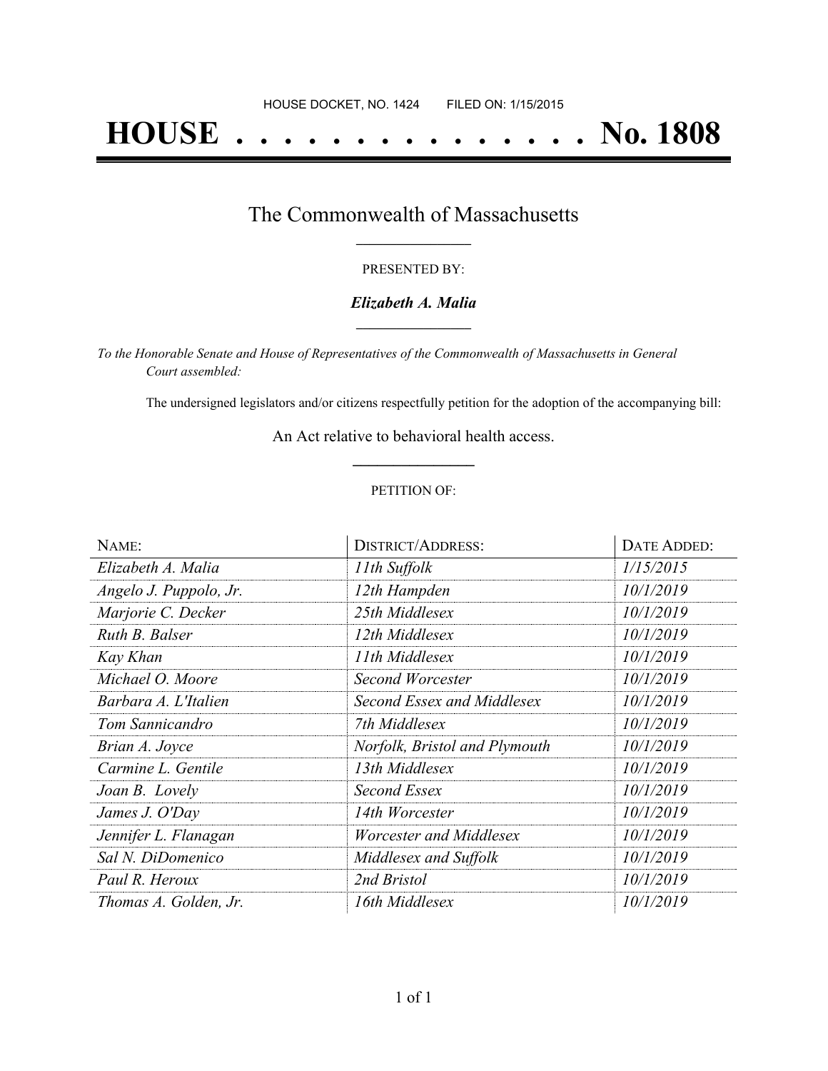HOUSE DOCKET, NO. 1424 FILED ON: 1/15/2015

# HOUSE . . . . . . . . . . . . . . . No. 1808

## The Commonwealth of Massachusetts

PRESENTED BY:

***Elizabeth A. Malia***

*To the Honorable Senate and House of Representatives of the Commonwealth of Massachusetts in General Court assembled:*

The undersigned legislators and/or citizens respectfully petition for the adoption of the accompanying bill:

An Act relative to behavioral health access.

PETITION OF:

| NAME: | DISTRICT/ADDRESS: | DATE ADDED: |
|---|---|---|
| *Elizabeth A. Malia* | *11th Suffolk* | *1/15/2015* |
| *Angelo J. Puppolo, Jr.* | *12th Hampden* | *10/1/2019* |
| *Marjorie C. Decker* | *25th Middlesex* | *10/1/2019* |
| *Ruth B. Balser* | *12th Middlesex* | *10/1/2019* |
| *Kay Khan* | *11th Middlesex* | *10/1/2019* |
| *Michael O. Moore* | *Second Worcester* | *10/1/2019* |
| *Barbara A. L'Italien* | *Second Essex and Middlesex* | *10/1/2019* |
| *Tom Sannicandro* | *7th Middlesex* | *10/1/2019* |
| *Brian A. Joyce* | *Norfolk, Bristol and Plymouth* | *10/1/2019* |
| *Carmine L. Gentile* | *13th Middlesex* | *10/1/2019* |
| *Joan B. Lovely* | *Second Essex* | *10/1/2019* |
| *James J. O'Day* | *14th Worcester* | *10/1/2019* |
| *Jennifer L. Flanagan* | *Worcester and Middlesex* | *10/1/2019* |
| *Sal N. DiDomenico* | *Middlesex and Suffolk* | *10/1/2019* |
| *Paul R. Heroux* | *2nd Bristol* | *10/1/2019* |
| *Thomas A. Golden, Jr.* | *16th Middlesex* | *10/1/2019* |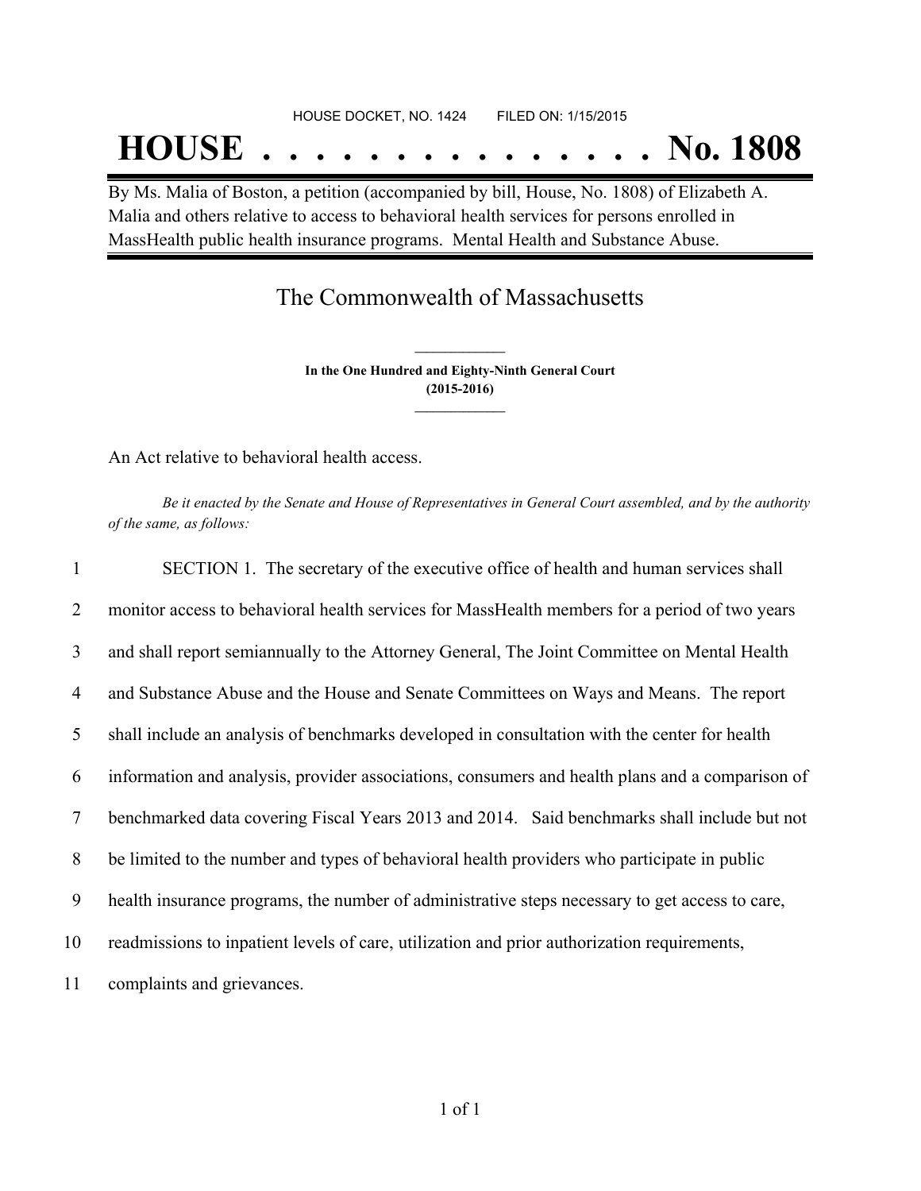HOUSE DOCKET, NO. 1424 FILED ON: 1/15/2015

# HOUSE . . . . . . . . . . . . . . . No. 1808

By Ms. Malia of Boston, a petition (accompanied by bill, House, No. 1808) of Elizabeth A. Malia and others relative to access to behavioral health services for persons enrolled in MassHealth public health insurance programs. Mental Health and Substance Abuse.

## The Commonwealth of Massachusetts

**In the One Hundred and Eighty-Ninth General Court**
**(2015-2016)**

An Act relative to behavioral health access.

*Be it enacted by the Senate and House of Representatives in General Court assembled, and by the authority of the same, as follows:*

1 SECTION 1. The secretary of the executive office of health and human services shall
2 monitor access to behavioral health services for MassHealth members for a period of two years
3 and shall report semiannually to the Attorney General, The Joint Committee on Mental Health
4 and Substance Abuse and the House and Senate Committees on Ways and Means. The report
5 shall include an analysis of benchmarks developed in consultation with the center for health
6 information and analysis, provider associations, consumers and health plans and a comparison of
7 benchmarked data covering Fiscal Years 2013 and 2014. Said benchmarks shall include but not
8 be limited to the number and types of behavioral health providers who participate in public
9 health insurance programs, the number of administrative steps necessary to get access to care,
10 readmissions to inpatient levels of care, utilization and prior authorization requirements,
11 complaints and grievances.